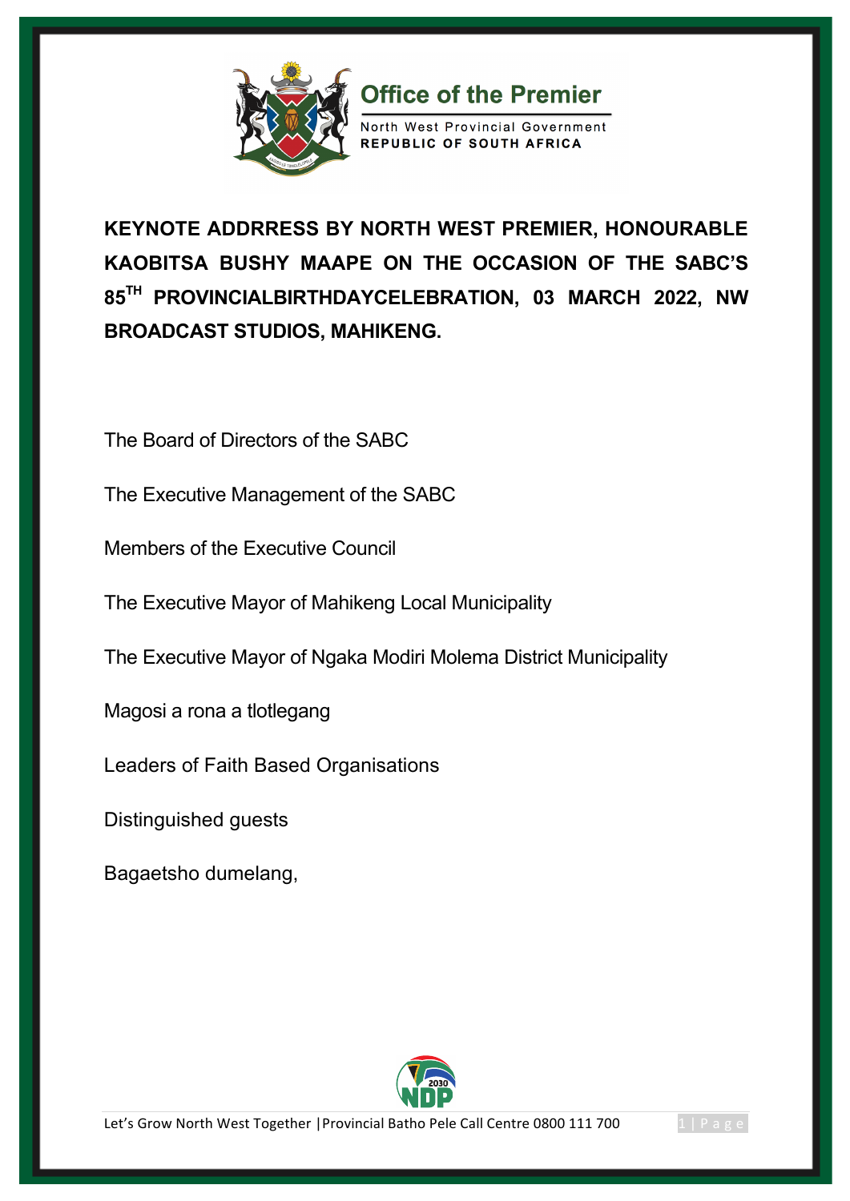**Office of the Premier**

North West Provincial Government
**REPUBLIC OF SOUTH AFRICA**

# KEYNOTE ADDRRESS BY NORTH WEST PREMIER, HONOURABLE KAOBITSA BUSHY MAAPE ON THE OCCASION OF THE SABC'S 85$^{TH}$ PROVINCIALBIRTHDAYCELEBRATION, 03 MARCH 2022, NW BROADCAST STUDIOS, MAHIKENG.

The Board of Directors of the SABC

The Executive Management of the SABC

Members of the Executive Council

The Executive Mayor of Mahikeng Local Municipality

The Executive Mayor of Ngaka Modiri Molema District Municipality

Magosi a rona a tlotlegang

Leaders of Faith Based Organisations

Distinguished guests

Bagaetsho dumelang,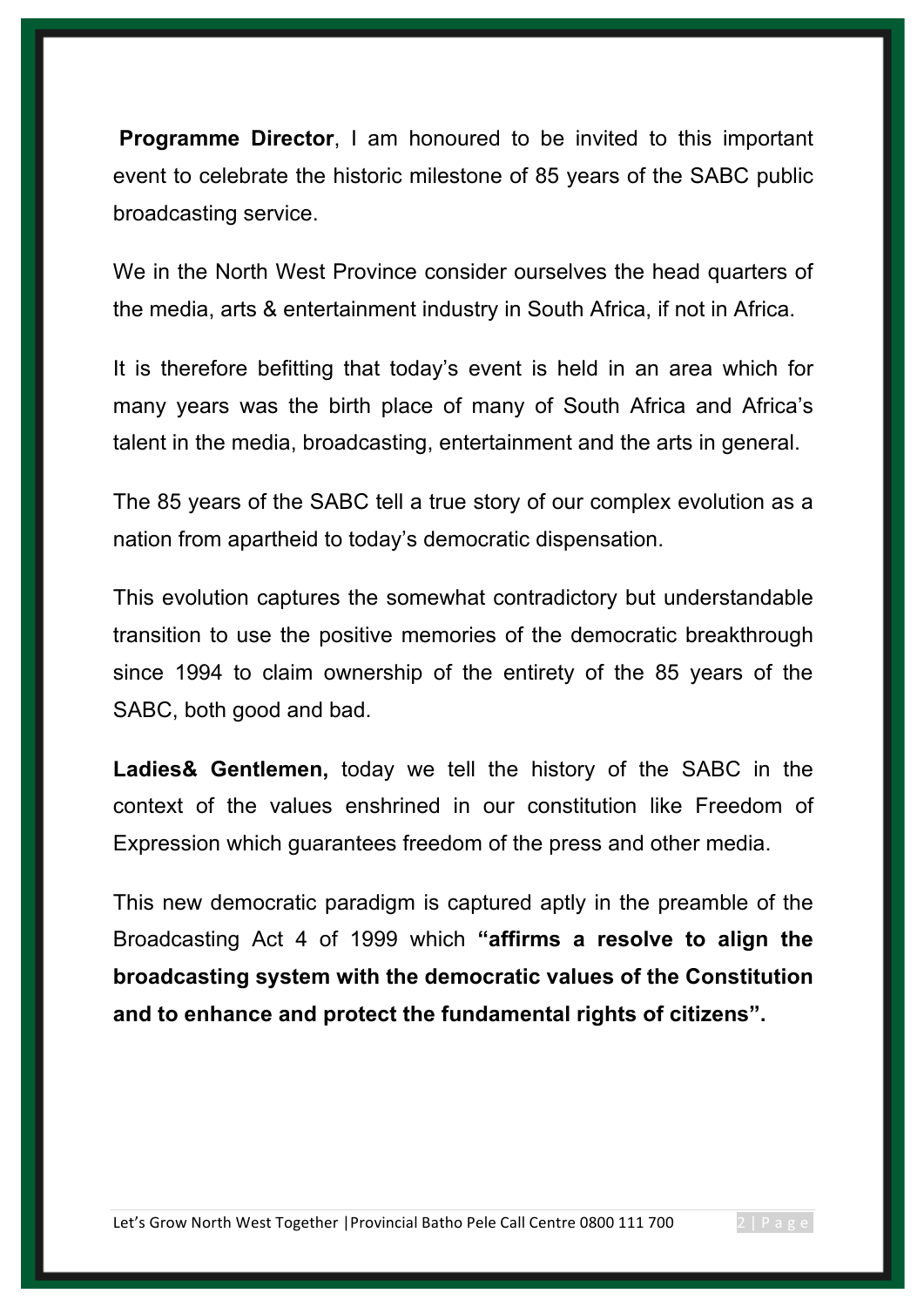**Programme Director**, I am honoured to be invited to this important event to celebrate the historic milestone of 85 years of the SABC public broadcasting service.

We in the North West Province consider ourselves the head quarters of the media, arts & entertainment industry in South Africa, if not in Africa.

It is therefore befitting that today's event is held in an area which for many years was the birth place of many of South Africa and Africa's talent in the media, broadcasting, entertainment and the arts in general.

The 85 years of the SABC tell a true story of our complex evolution as a nation from apartheid to today's democratic dispensation.

This evolution captures the somewhat contradictory but understandable transition to use the positive memories of the democratic breakthrough since 1994 to claim ownership of the entirety of the 85 years of the SABC, both good and bad.

**Ladies& Gentlemen,** today we tell the history of the SABC in the context of the values enshrined in our constitution like Freedom of Expression which guarantees freedom of the press and other media.

This new democratic paradigm is captured aptly in the preamble of the Broadcasting Act 4 of 1999 which **"affirms a resolve to align the broadcasting system with the democratic values of the Constitution and to enhance and protect the fundamental rights of citizens".**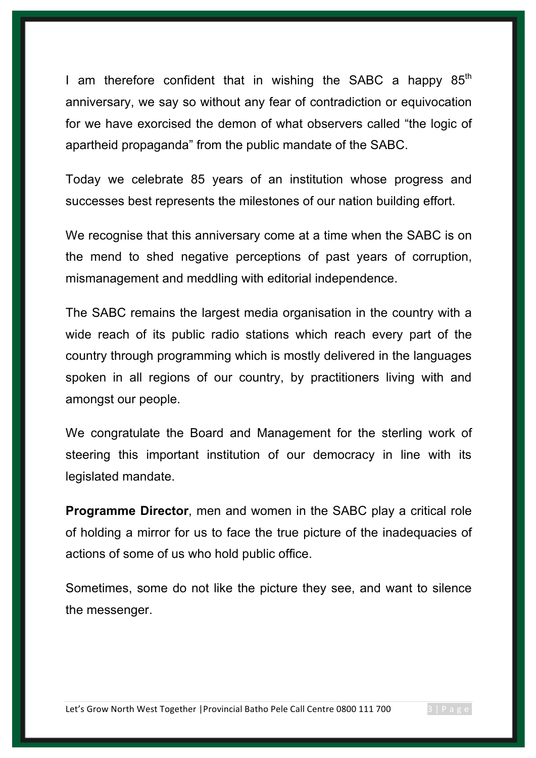I am therefore confident that in wishing the SABC a happy 85th anniversary, we say so without any fear of contradiction or equivocation for we have exorcised the demon of what observers called "the logic of apartheid propaganda" from the public mandate of the SABC.

Today we celebrate 85 years of an institution whose progress and successes best represents the milestones of our nation building effort.

We recognise that this anniversary come at a time when the SABC is on the mend to shed negative perceptions of past years of corruption, mismanagement and meddling with editorial independence.

The SABC remains the largest media organisation in the country with a wide reach of its public radio stations which reach every part of the country through programming which is mostly delivered in the languages spoken in all regions of our country, by practitioners living with and amongst our people.

We congratulate the Board and Management for the sterling work of steering this important institution of our democracy in line with its legislated mandate.

**Programme Director**, men and women in the SABC play a critical role of holding a mirror for us to face the true picture of the inadequacies of actions of some of us who hold public office.

Sometimes, some do not like the picture they see, and want to silence the messenger.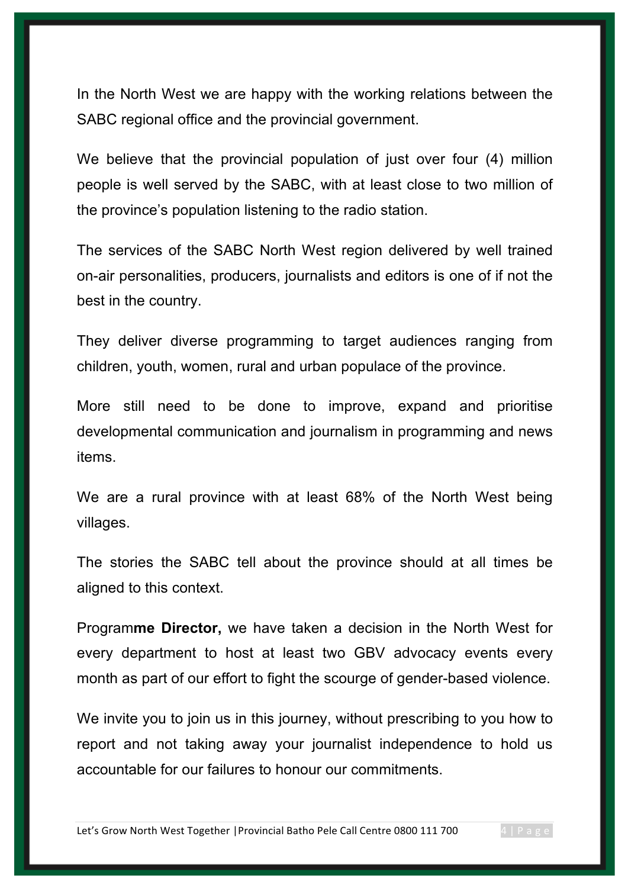In the North West we are happy with the working relations between the SABC regional office and the provincial government.

We believe that the provincial population of just over four (4) million people is well served by the SABC, with at least close to two million of the province's population listening to the radio station.

The services of the SABC North West region delivered by well trained on-air personalities, producers, journalists and editors is one of if not the best in the country.

They deliver diverse programming to target audiences ranging from children, youth, women, rural and urban populace of the province.

More still need to be done to improve, expand and prioritise developmental communication and journalism in programming and news items.

We are a rural province with at least 68% of the North West being villages.

The stories the SABC tell about the province should at all times be aligned to this context.

Program**me Director,** we have taken a decision in the North West for every department to host at least two GBV advocacy events every month as part of our effort to fight the scourge of gender-based violence.

We invite you to join us in this journey, without prescribing to you how to report and not taking away your journalist independence to hold us accountable for our failures to honour our commitments.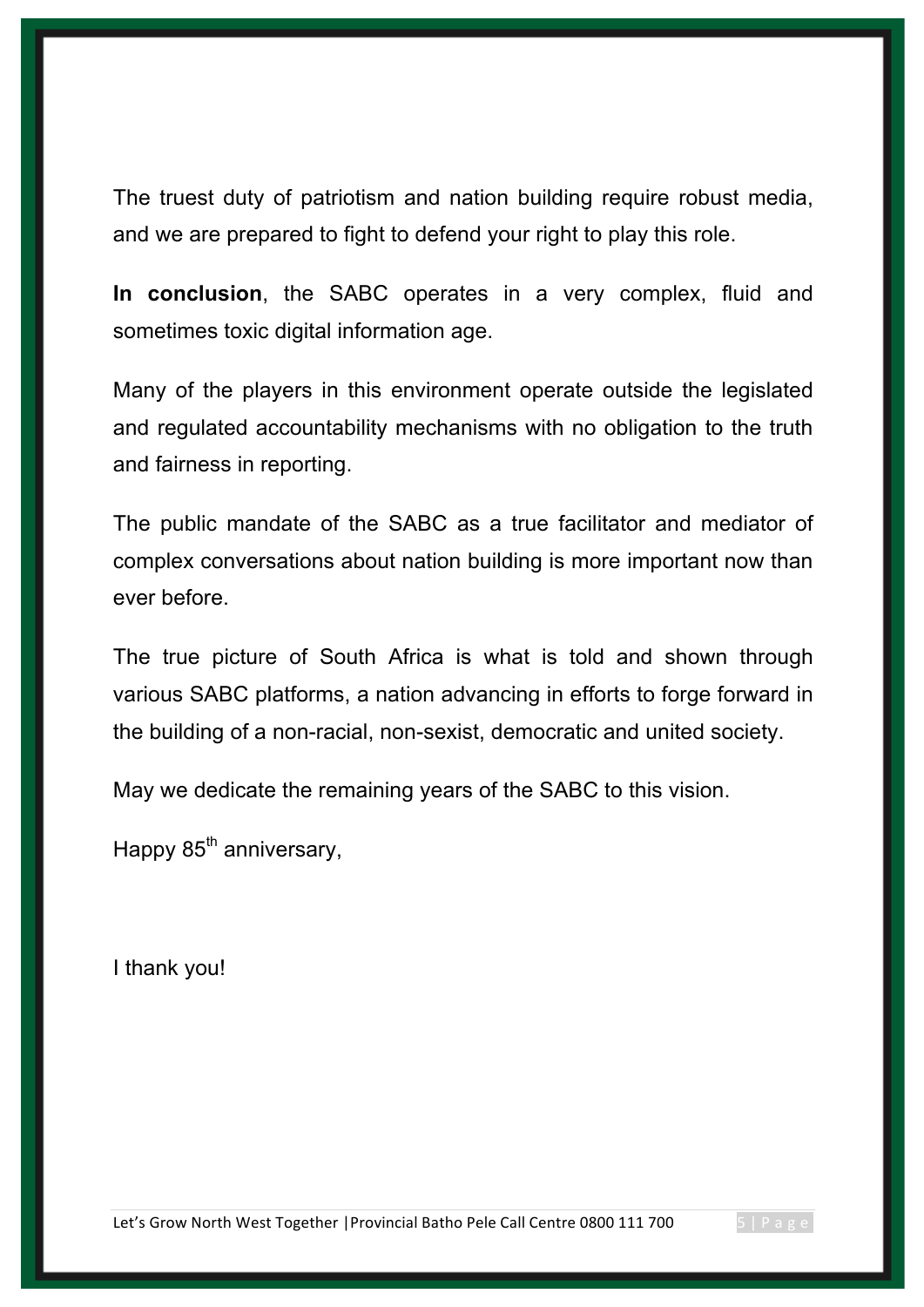The truest duty of patriotism and nation building require robust media, and we are prepared to fight to defend your right to play this role.

**In conclusion**, the SABC operates in a very complex, fluid and sometimes toxic digital information age.

Many of the players in this environment operate outside the legislated and regulated accountability mechanisms with no obligation to the truth and fairness in reporting.

The public mandate of the SABC as a true facilitator and mediator of complex conversations about nation building is more important now than ever before.

The true picture of South Africa is what is told and shown through various SABC platforms, a nation advancing in efforts to forge forward in the building of a non-racial, non-sexist, democratic and united society.

May we dedicate the remaining years of the SABC to this vision.

Happy 85th anniversary,

I thank you!